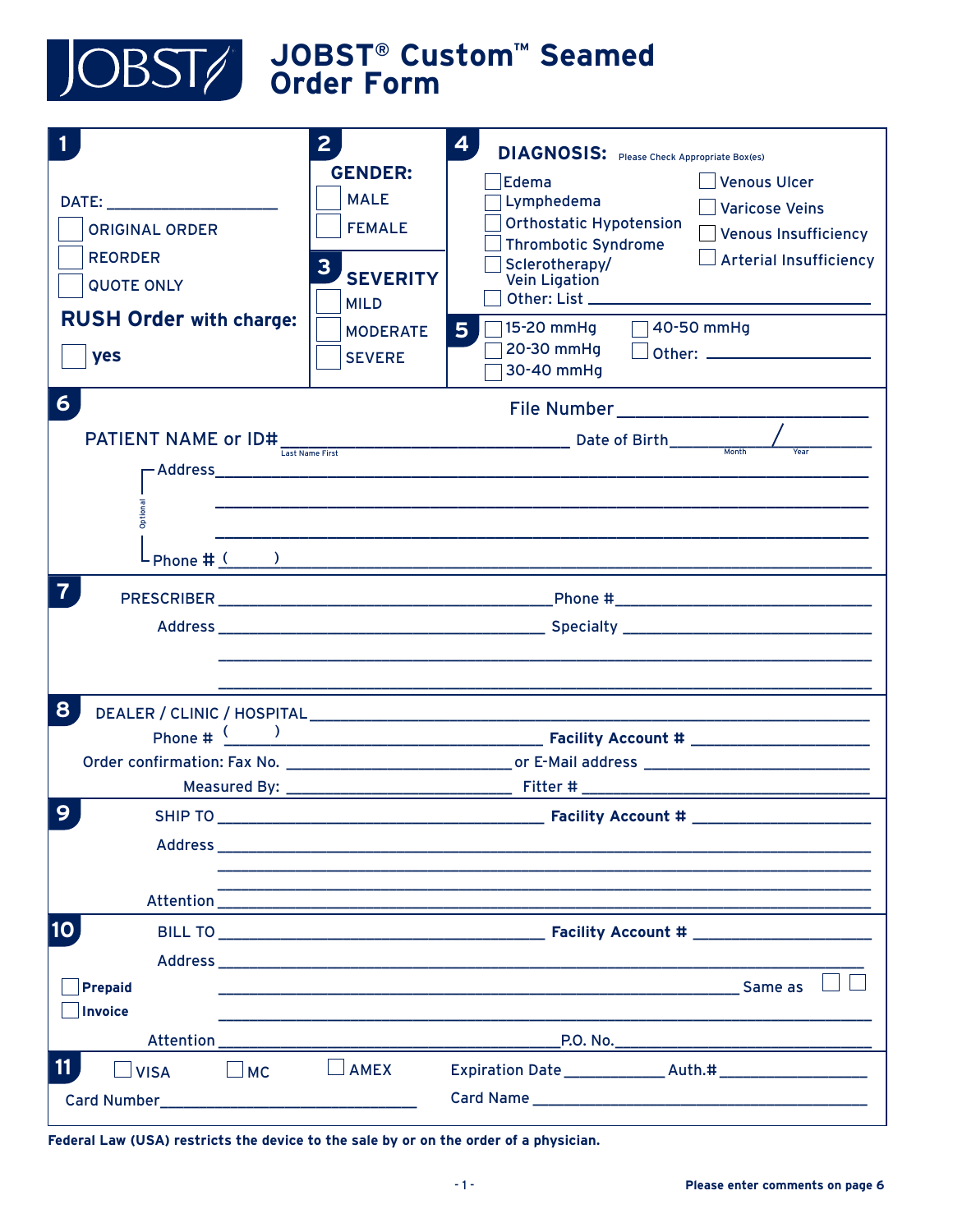# JOBST® Custom™ Seamed Order Form

**1**

DATE: ____________________

- ☐ ORIGINAL ORDER
- ☐ REORDER
- ☐ QUOTE ONLY

**RUSH Order with charge:**

- ☐ **yes**

**2**

**GENDER:**

- ☐ MALE
- ☐ FEMALE

**3**

**SEVERITY**

- ☐ MILD
- ☐ MODERATE
- ☐ SEVERE

**4**

**DIAGNOSIS:** Please Check Appropriate Box(es)

- ☐ Edema
- ☐ Lymphedema
- ☐ Orthostatic Hypotension
- ☐ Thrombotic Syndrome
- ☐ Sclerotherapy/ Vein Ligation
- ☐ Other: List ____________________
- ☐ Venous Ulcer
- ☐ Varicose Veins
- ☐ Venous Insufficiency
- ☐ Arterial Insufficiency

**5**

- ☐ 15-20 mmHg
- ☐ 20-30 mmHg
- ☐ 30-40 mmHg
- ☐ 40-50 mmHg
- ☐ Other: ____________________

**6**

File Number ____________________

PATIENT NAME or ID# ____________________ (Last Name First) Date of Birth ______ / ______ (Month / Year)

Optional:

Address ____________________

____________________

____________________

Phone # ( ) ____________________

**7**

PRESCRIBER ____________________ Phone # ____________________

Address ____________________ Specialty ____________________

____________________

____________________

**8**

DEALER / CLINIC / HOSPITAL ____________________

Phone # ( ) ____________________ **Facility Account #** ____________________

Order confirmation: Fax No. ____________________ or E-Mail address ____________________

Measured By: ____________________ Fitter # ____________________

**9**

SHIP TO ____________________ **Facility Account #** ____________________

Address ____________________

____________________

____________________

Attention ____________________

**10**

BILL TO ____________________ **Facility Account #** ____________________

Address ____________________

- ☐ **Prepaid**
- ☐ **Invoice**

____________________ Same as ☐ ☐

____________________

Attention ____________________ P.O. No. ____________________

**11**

- ☐ VISA
- ☐ MC
- ☐ AMEX

Expiration Date ____________ Auth.# ____________________

Card Number ____________________ Card Name ____________________

**Federal Law (USA) restricts the device to the sale by or on the order of a physician.**

**Please enter comments on page 6**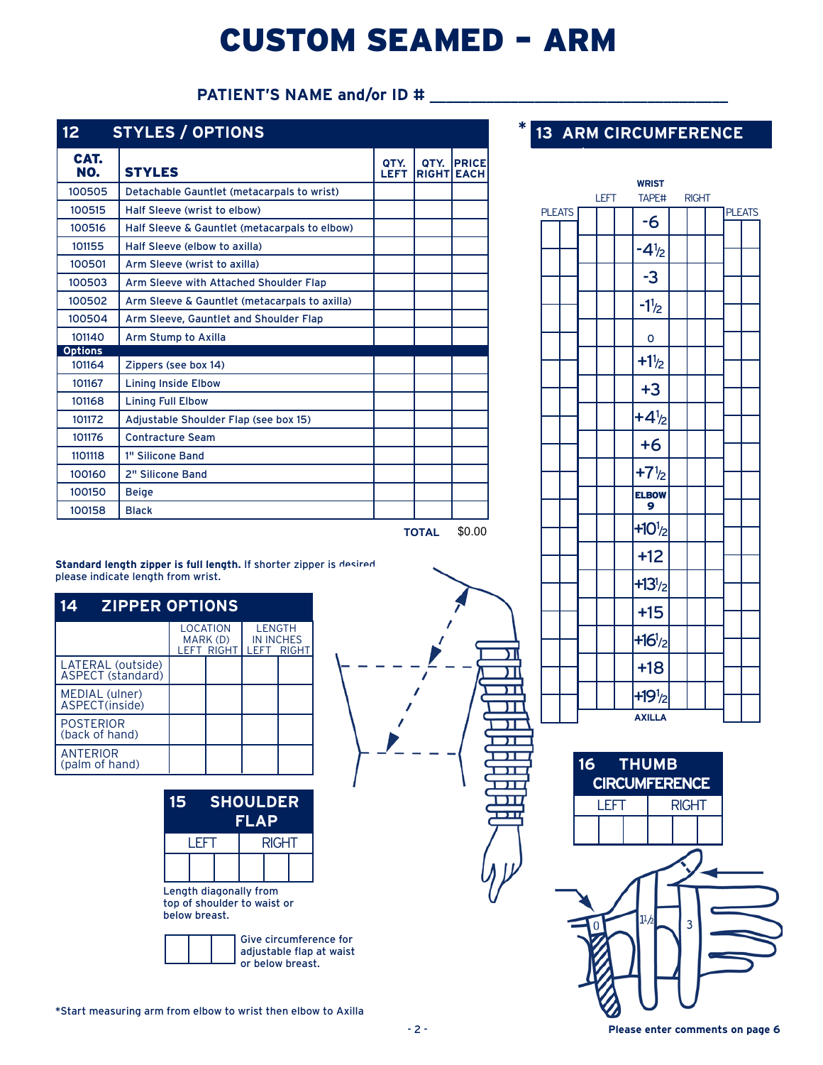# CUSTOM SEAMED - ARM

**PATIENT'S NAME and/or ID #** ______________________________

## 12 STYLES / OPTIONS

| CAT. NO. | STYLES | QTY. LEFT | QTY. RIGHT | PRICE EACH |
|---|---|---|---|---|
| 100505 | Detachable Gauntlet (metacarpals to wrist) | | | |
| 100515 | Half Sleeve (wrist to elbow) | | | |
| 100516 | Half Sleeve & Gauntlet (metacarpals to elbow) | | | |
| 101155 | Half Sleeve (elbow to axilla) | | | |
| 100501 | Arm Sleeve (wrist to axilla) | | | |
| 100503 | Arm Sleeve with Attached Shoulder Flap | | | |
| 100502 | Arm Sleeve & Gauntlet (metacarpals to axilla) | | | |
| 100504 | Arm Sleeve, Gauntlet and Shoulder Flap | | | |
| 101140 | Arm Stump to Axilla | | | |
| **Options** | | | | |
| 101164 | Zippers (see box 14) | | | |
| 101167 | Lining Inside Elbow | | | |
| 101168 | Lining Full Elbow | | | |
| 101172 | Adjustable Shoulder Flap (see box 15) | | | |
| 101176 | Contracture Seam | | | |
| 1101118 | 1" Silicone Band | | | |
| 100160 | 2" Silicone Band | | | |
| 100150 | Beige | | | |
| 100158 | Black | | | |

**TOTAL** $0.00

**Standard length zipper is full length.** If shorter zipper is desired please indicate length from wrist.

## 14 ZIPPER OPTIONS

| | LOCATION MARK (D) LEFT | LOCATION MARK (D) RIGHT | LENGTH IN INCHES LEFT | LENGTH IN INCHES RIGHT |
|---|---|---|---|---|
| LATERAL (outside) ASPECT (standard) | | | | |
| MEDIAL (ulner) ASPECT(inside) | | | | |
| POSTERIOR (back of hand) | | | | |
| ANTERIOR (palm of hand) | | | | |

## 15 SHOULDER FLAP

| LEFT | RIGHT |
|---|---|
| | |

Length diagonally from top of shoulder to waist or below breast.

Give circumference for adjustable flap at waist or below breast.

## * 13 ARM CIRCUMFERENCE

| PLEATS | LEFT | TAPE# | RIGHT | PLEATS |
|---|---|---|---|---|
| | | WRIST -6 | | |
| | | $-4\frac{1}{2}$ | | |
| | | -3 | | |
| | | $-1\frac{1}{2}$ | | |
| | | 0 | | |
| | | $+1\frac{1}{2}$ | | |
| | | +3 | | |
| | | $+4\frac{1}{2}$ | | |
| | | +6 | | |
| | | $+7\frac{1}{2}$ | | |
| | | ELBOW 9 | | |
| | | $+10\frac{1}{2}$ | | |
| | | +12 | | |
| | | $+13\frac{1}{2}$ | | |
| | | +15 | | |
| | | $+16\frac{1}{2}$ | | |
| | | +18 | | |
| | | $+19\frac{1}{2}$ AXILLA | | |

## 16 THUMB CIRCUMFERENCE

| LEFT | RIGHT |
|---|---|
| | |

0 $1\frac{1}{2}$ 3

*Start measuring arm from elbow to wrist then elbow to Axilla

**Please enter comments on page 6**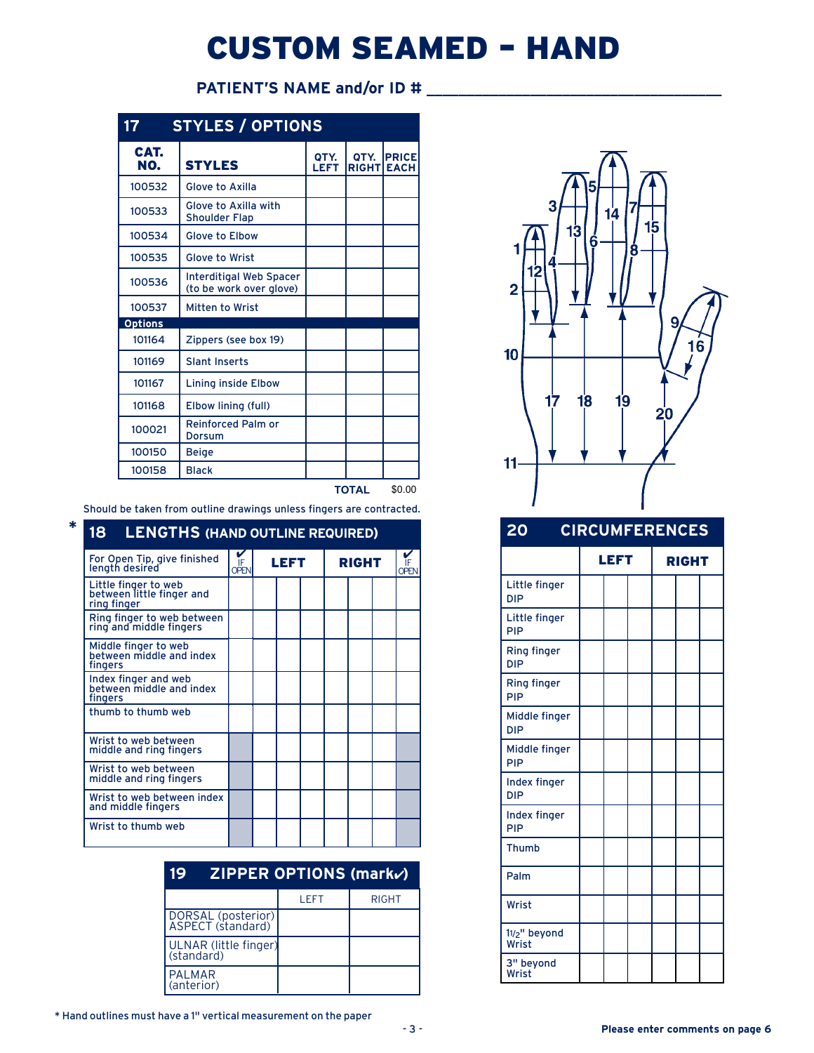# CUSTOM SEAMED - HAND

**PATIENT'S NAME and/or ID # ________________________________**

## 17 STYLES / OPTIONS

| CAT. NO. | STYLES | QTY. LEFT | QTY. RIGHT | PRICE EACH |
|---|---|---|---|---|
| 100532 | Glove to Axilla | | | |
| 100533 | Glove to Axilla with Shoulder Flap | | | |
| 100534 | Glove to Elbow | | | |
| 100535 | Glove to Wrist | | | |
| 100536 | Interdigital Web Spacer (to be work over glove) | | | |
| 100537 | Mitten to Wrist | | | |
| **Options** | | | | |
| 101164 | Zippers (see box 19) | | | |
| 101169 | Slant Inserts | | | |
| 101167 | Lining inside Elbow | | | |
| 101168 | Elbow lining (full) | | | |
| 100021 | Reinforced Palm or Dorsum | | | |
| 100150 | Beige | | | |
| 100158 | Black | | | |
| | | | **TOTAL** | $0.00 |

Should be taken from outline drawings unless fingers are contracted.

## * 18 LENGTHS (HAND OUTLINE REQUIRED)

| For Open Tip, give finished length desired | ✔ IF OPEN | LEFT | | | RIGHT | | | ✔ IF OPEN |
|---|---|---|---|---|---|---|---|---|
| Little finger to web between little finger and ring finger | | | | | | | | |
| Ring finger to web between ring and middle fingers | | | | | | | | |
| Middle finger to web between middle and index fingers | | | | | | | | |
| Index finger and web between middle and index fingers | | | | | | | | |
| thumb to thumb web | | | | | | | | |
| Wrist to web between middle and ring fingers | | | | | | | | |
| Wrist to web between middle and ring fingers | | | | | | | | |
| Wrist to web between index and middle fingers | | | | | | | | |
| Wrist to thumb web | | | | | | | | |

## 19 ZIPPER OPTIONS (mark✓)

| | LEFT | RIGHT |
|---|---|---|
| DORSAL (posterior) ASPECT (standard) | | |
| ULNAR (little finger) (standard) | | |
| PALMAR (anterior) | | |

## 20 CIRCUMFERENCES

| | LEFT | | | RIGHT | | |
|---|---|---|---|---|---|---|
| Little finger DIP | | | | | | |
| Little finger PIP | | | | | | |
| Ring finger DIP | | | | | | |
| Ring finger PIP | | | | | | |
| Middle finger DIP | | | | | | |
| Middle finger PIP | | | | | | |
| Index finger DIP | | | | | | |
| Index finger PIP | | | | | | |
| Thumb | | | | | | |
| Palm | | | | | | |
| Wrist | | | | | | |
| $1\frac{1}{2}$" beyond Wrist | | | | | | |
| 3" beyond Wrist | | | | | | |

\* Hand outlines must have a 1" vertical measurement on the paper

**Please enter comments on page 6**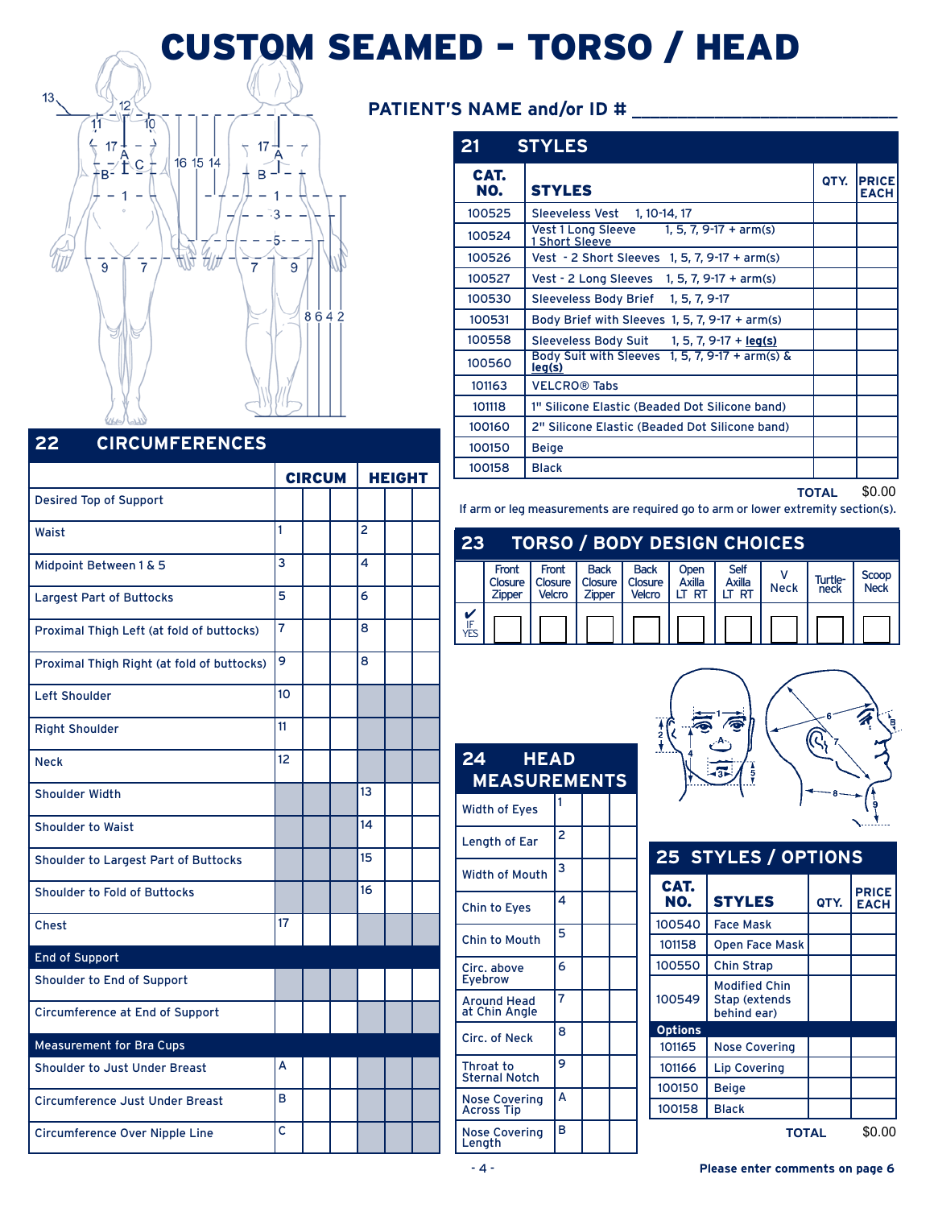# CUSTOM SEAMED – TORSO / HEAD

**PATIENT'S NAME and/or ID #** ___________________________

## 21 STYLES

| CAT. NO. | STYLES | QTY. | PRICE EACH |
|---|---|---|---|
| 100525 | Sleeveless Vest 1, 10-14, 17 | | |
| 100524 | Vest 1 Long Sleeve 1 Short Sleeve 1, 5, 7, 9-17 + arm(s) | | |
| 100526 | Vest - 2 Short Sleeves 1, 5, 7, 9-17 + arm(s) | | |
| 100527 | Vest - 2 Long Sleeves 1, 5, 7, 9-17 + arm(s) | | |
| 100530 | Sleeveless Body Brief 1, 5, 7, 9-17 | | |
| 100531 | Body Brief with Sleeves 1, 5, 7, 9-17 + arm(s) | | |
| 100558 | Sleeveless Body Suit 1, 5, 7, 9-17 + **leg(s)** | | |
| 100560 | Body Suit with Sleeves 1, 5, 7, 9-17 + arm(s) & **leg(s)** | | |
| 101163 | VELCRO® Tabs | | |
| 101118 | 1" Silicone Elastic (Beaded Dot Silicone band) | | |
| 100160 | 2" Silicone Elastic (Beaded Dot Silicone band) | | |
| 100150 | Beige | | |
| 100158 | Black | | |

**TOTAL** $0.00

If arm or leg measurements are required go to arm or lower extremity section(s).

## 22 CIRCUMFERENCES

| | CIRCUM | | | HEIGHT | | |
|---|---|---|---|---|---|---|
| Desired Top of Support | | | | | | |
| Waist | 1 | | | 2 | | |
| Midpoint Between 1 & 5 | 3 | | | 4 | | |
| Largest Part of Buttocks | 5 | | | 6 | | |
| Proximal Thigh Left (at fold of buttocks) | 7 | | | 8 | | |
| Proximal Thigh Right (at fold of buttocks) | 9 | | | 8 | | |
| Left Shoulder | 10 | | | | | |
| Right Shoulder | 11 | | | | | |
| Neck | 12 | | | | | |
| Shoulder Width | | | | 13 | | |
| Shoulder to Waist | | | | 14 | | |
| Shoulder to Largest Part of Buttocks | | | | 15 | | |
| Shoulder to Fold of Buttocks | | | | 16 | | |
| Chest | 17 | | | | | |
| **End of Support** | | | | | | |
| Shoulder to End of Support | | | | | | |
| Circumference at End of Support | | | | | | |
| **Measurement for Bra Cups** | | | | | | |
| Shoulder to Just Under Breast | A | | | | | |
| Circumference Just Under Breast | B | | | | | |
| Circumference Over Nipple Line | C | | | | | |

## 23 TORSO / BODY DESIGN CHOICES

| | Front Closure Zipper | Front Closure Velcro | Back Closure Zipper | Back Closure Velcro | Open Axilla LT RT | Self Axilla LT RT | V Neck | Turtle-neck | Scoop Neck |
|---|---|---|---|---|---|---|---|---|---|
| ✔ IF YES | ☐ | ☐ | ☐ | ☐ | ☐ | ☐ | ☐ | ☐ | ☐ |

## 24 HEAD MEASUREMENTS

| | | | |
|---|---|---|---|
| Width of Eyes | 1 | | |
| Length of Ear | 2 | | |
| Width of Mouth | 3 | | |
| Chin to Eyes | 4 | | |
| Chin to Mouth | 5 | | |
| Circ. above Eyebrow | 6 | | |
| Around Head at Chin Angle | 7 | | |
| Circ. of Neck | 8 | | |
| Throat to Sternal Notch | 9 | | |
| Nose Covering Across Tip | A | | |
| Nose Covering Length | B | | |

## 25 STYLES / OPTIONS

| CAT. NO. | STYLES | QTY. | PRICE EACH |
|---|---|---|---|
| 100540 | Face Mask | | |
| 101158 | Open Face Mask | | |
| 100550 | Chin Strap | | |
| 100549 | Modified Chin Stap (extends behind ear) | | |
| **Options** | | | |
| 101165 | Nose Covering | | |
| 101166 | Lip Covering | | |
| 100150 | Beige | | |
| 100158 | Black | | |

**TOTAL** $0.00

**Please enter comments on page 6**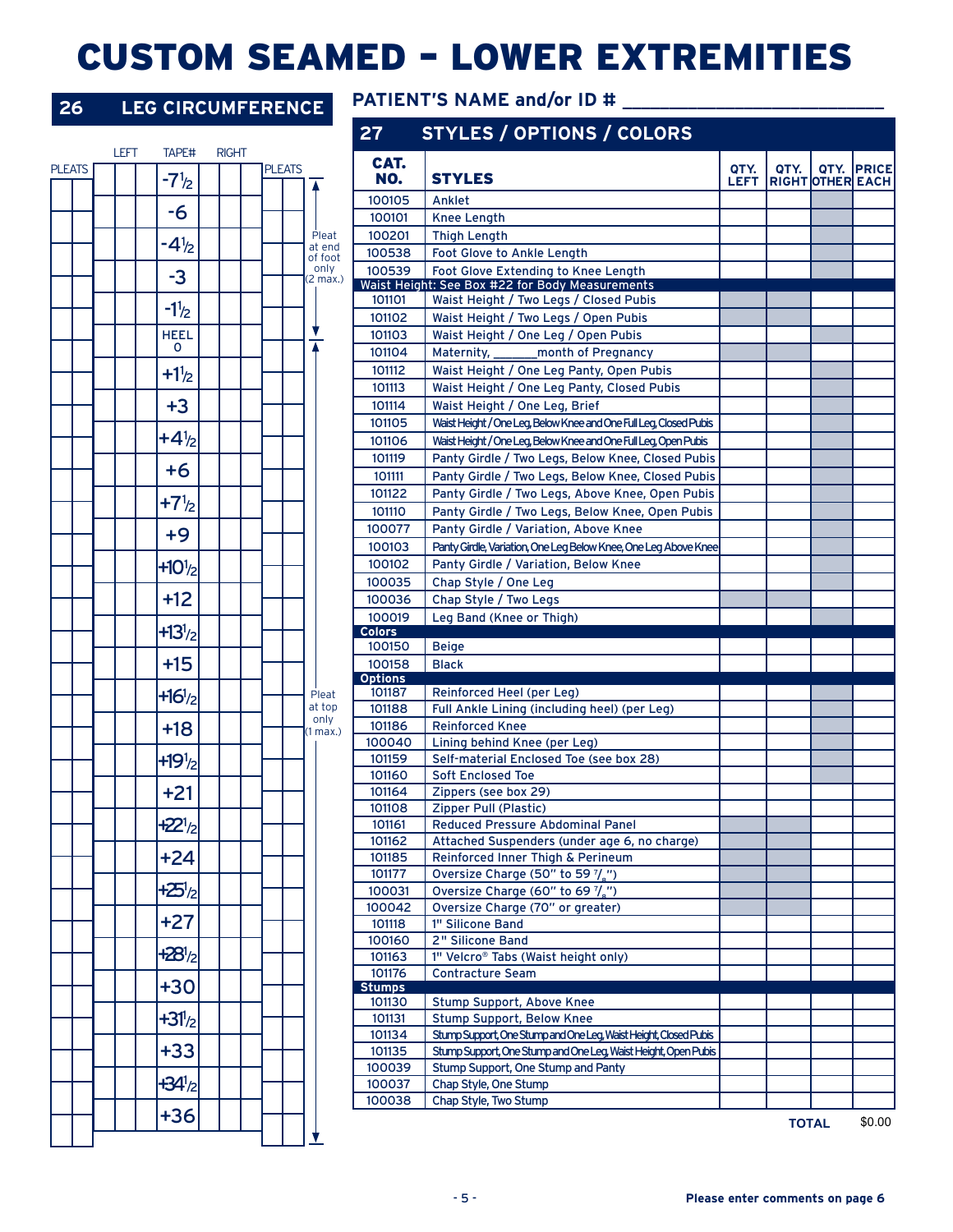# CUSTOM SEAMED – LOWER EXTREMITIES

## 26 LEG CIRCUMFERENCE

| PLEATS | | LEFT | | TAPE# | RIGHT | | PLEATS | |
|---|---|---|---|---|---|---|---|---|
| | | | | -7½ | | | | |
| | | | | -6 | | | | |
| | | | | -4½ | | | | |
| | | | | -3 | | | | |
| | | | | -1½ | | | | |
| | | | | HEEL 0 | | | | |
| | | | | +1½ | | | | |
| | | | | +3 | | | | |
| | | | | +4½ | | | | |
| | | | | +6 | | | | |
| | | | | +7½ | | | | |
| | | | | +9 | | | | |
| | | | | +10½ | | | | |
| | | | | +12 | | | | |
| | | | | +13½ | | | | |
| | | | | +15 | | | | |
| | | | | +16½ | | | | |
| | | | | +18 | | | | |
| | | | | +19½ | | | | |
| | | | | +21 | | | | |
| | | | | +22½ | | | | |
| | | | | +24 | | | | |
| | | | | +25½ | | | | |
| | | | | +27 | | | | |
| | | | | +28½ | | | | |
| | | | | +30 | | | | |
| | | | | +31½ | | | | |
| | | | | +33 | | | | |
| | | | | +34½ | | | | |
| | | | | +36 | | | | |

Pleat at end of foot only (2 max.)

Pleat at top only (1 max.)

**PATIENT'S NAME and/or ID #** ______________________

## 27 STYLES / OPTIONS / COLORS

| CAT. NO. | STYLES | QTY. LEFT | QTY. RIGHT | QTY. OTHER | PRICE EACH |
|---|---|---|---|---|---|
| 100105 | Anklet | | | | |
| 100101 | Knee Length | | | | |
| 100201 | Thigh Length | | | | |
| 100538 | Foot Glove to Ankle Length | | | | |
| 100539 | Foot Glove Extending to Knee Length | | | | |
| **Waist Height: See Box #22 for Body Measurements** | | | | | |
| 101101 | Waist Height / Two Legs / Closed Pubis | | | | |
| 101102 | Waist Height / Two Legs / Open Pubis | | | | |
| 101103 | Waist Height / One Leg / Open Pubis | | | | |
| 101104 | Maternity, _______month of Pregnancy | | | | |
| 101112 | Waist Height / One Leg Panty, Open Pubis | | | | |
| 101113 | Waist Height / One Leg Panty, Closed Pubis | | | | |
| 101114 | Waist Height / One Leg, Brief | | | | |
| 101105 | Waist Height / One Leg, Below Knee and One Full Leg, Closed Pubis | | | | |
| 101106 | Waist Height / One Leg, Below Knee and One Full Leg, Open Pubis | | | | |
| 101119 | Panty Girdle / Two Legs, Below Knee, Closed Pubis | | | | |
| 101111 | Panty Girdle / Two Legs, Below Knee, Closed Pubis | | | | |
| 101122 | Panty Girdle / Two Legs, Above Knee, Open Pubis | | | | |
| 101110 | Panty Girdle / Two Legs, Below Knee, Open Pubis | | | | |
| 100077 | Panty Girdle / Variation, Above Knee | | | | |
| 100103 | Panty Girdle, Variation, One Leg Below Knee, One Leg Above Knee | | | | |
| 100102 | Panty Girdle / Variation, Below Knee | | | | |
| 100035 | Chap Style / One Leg | | | | |
| 100036 | Chap Style / Two Legs | | | | |
| 100019 | Leg Band (Knee or Thigh) | | | | |
| **Colors** | | | | | |
| 100150 | Beige | | | | |
| 100158 | Black | | | | |
| **Options** | | | | | |
| 101187 | Reinforced Heel (per Leg) | | | | |
| 101188 | Full Ankle Lining (including heel) (per Leg) | | | | |
| 101186 | Reinforced Knee | | | | |
| 100040 | Lining behind Knee (per Leg) | | | | |
| 101159 | Self-material Enclosed Toe (see box 28) | | | | |
| 101160 | Soft Enclosed Toe | | | | |
| 101164 | Zippers (see box 29) | | | | |
| 101108 | Zipper Pull (Plastic) | | | | |
| 101161 | Reduced Pressure Abdominal Panel | | | | |
| 101162 | Attached Suspenders (under age 6, no charge) | | | | |
| 101185 | Reinforced Inner Thigh & Perineum | | | | |
| 101177 | Oversize Charge (50" to 59 ⁷⁄₈") | | | | |
| 100031 | Oversize Charge (60" to 69 ⁷⁄₈") | | | | |
| 100042 | Oversize Charge (70" or greater) | | | | |
| 101118 | 1" Silicone Band | | | | |
| 100160 | 2" Silicone Band | | | | |
| 101163 | 1" Velcro® Tabs (Waist height only) | | | | |
| 101176 | Contracture Seam | | | | |
| **Stumps** | | | | | |
| 101130 | Stump Support, Above Knee | | | | |
| 101131 | Stump Support, Below Knee | | | | |
| 101134 | Stump Support, One Stump and One Leg, Waist Height, Closed Pubis | | | | |
| 101135 | Stump Support, One Stump and One Leg, Waist Height, Open Pubis | | | | |
| 100039 | Stump Support, One Stump and Panty | | | | |
| 100037 | Chap Style, One Stump | | | | |
| 100038 | Chap Style, Two Stump | | | | |
| | | | | **TOTAL** | $0.00 |

**Please enter comments on page 6**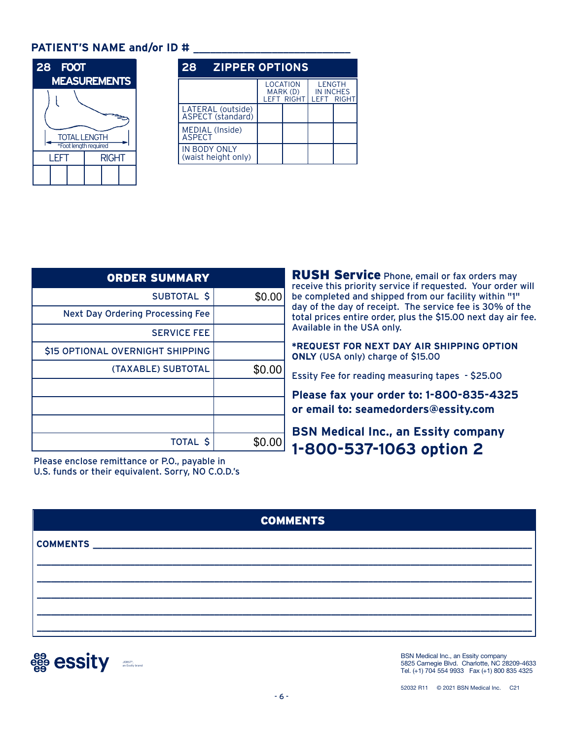**PATIENT'S NAME and/or ID # ___________________________**

| 28 FOOT MEASUREMENTS | | | | | |
|---|---|---|---|---|---|
| TOTAL LENGTH *Foot length required | | | | | |
| LEFT | | | RIGHT | | |
| | | | | | |

| 28 ZIPPER OPTIONS | LOCATION MARK (D) | | LENGTH IN INCHES | |
|---|---|---|---|---|
| | LEFT | RIGHT | LEFT | RIGHT |
| LATERAL (outside) ASPECT (standard) | | | | |
| MEDIAL (Inside) ASPECT | | | | |
| IN BODY ONLY (waist height only) | | | | |

| ORDER SUMMARY | |
|---|---|
| SUBTOTAL $ | $0.00 |
| Next Day Ordering Processing Fee | |
| SERVICE FEE | |
| $15 OPTIONAL OVERNIGHT SHIPPING | |
| (TAXABLE) SUBTOTAL | $0.00 |
| | |
| | |
| | |
| TOTAL $ | $0.00 |

Please enclose remittance or P.O., payable in U.S. funds or their equivalent. Sorry, NO C.O.D.'s

**RUSH Service** Phone, email or fax orders may receive this priority service if requested. Your order will be completed and shipped from our facility within "1" day of the day of receipt. The service fee is 30% of the total prices entire order, plus the $15.00 next day air fee. Available in the USA only.

**\*REQUEST FOR NEXT DAY AIR SHIPPING OPTION ONLY** (USA only) charge of $15.00

Essity Fee for reading measuring tapes - $25.00

**Please fax your order to: 1-800-835-4325 or email to: seamedorders@essity.com**

**BSN Medical Inc., an Essity company**

**1-800-537-1063 option 2**

## COMMENTS

**COMMENTS** ____________________________________________________________________________

____________________________________________________________________________

____________________________________________________________________________

____________________________________________________________________________

____________________________________________________________________________

____________________________________________________________________________

essity

JOBST® an Essity brand

BSN Medical Inc., an Essity company
5825 Carnegie Blvd. Charlotte, NC 28209-4633
Tel. (+1) 704 554 9933 Fax (+1) 800 835 4325

52032 R11 © 2021 BSN Medical Inc. C21